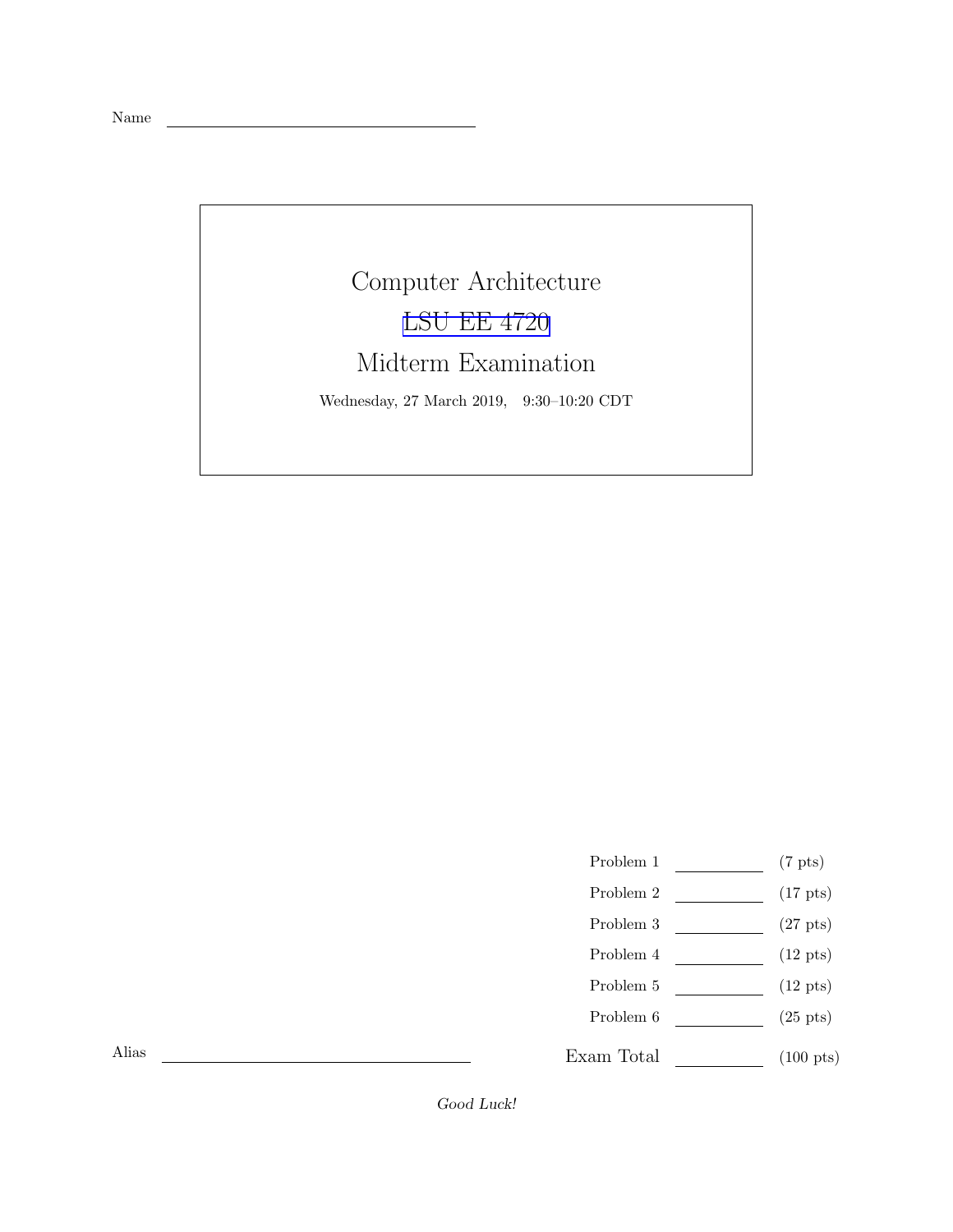Name \_\_\_\_\_\_\_\_\_\_\_\_\_\_\_\_\_\_\_\_\_\_\_\_\_\_\_\_\_\_

# Computer Architecture

## LSU EE 4720

## Midterm Examination

Wednesday, 27 March 2019, 9:30–10:20 CDT

| | | |
|---|---|---|
| Problem 1 | | (7 pts) |
| Problem 2 | | (17 pts) |
| Problem 3 | | (27 pts) |
| Problem 4 | | (12 pts) |
| Problem 5 | | (12 pts) |
| Problem 6 | | (25 pts) |
| Exam Total | | (100 pts) |

Alias \_\_\_\_\_\_\_\_\_\_\_\_\_\_\_\_\_\_\_\_\_\_\_\_\_\_\_\_\_\_

*Good Luck!*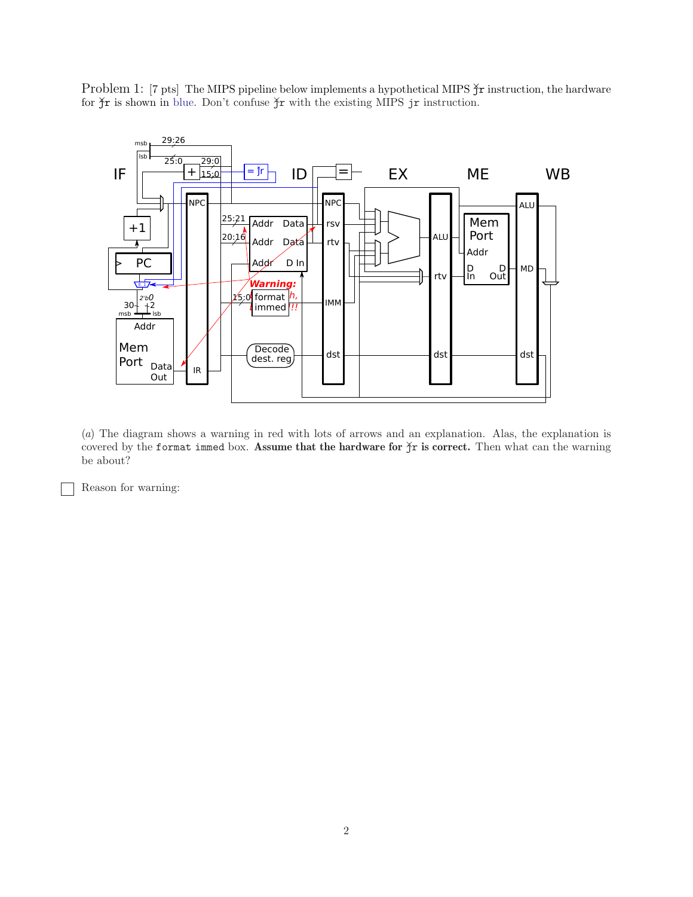Problem 1: [7 pts] The MIPS pipeline below implements a hypothetical MIPS ǰr instruction, the hardware for ǰr is shown in blue. Don't confuse ǰr with the existing MIPS `jr` instruction.

(*a*) The diagram shows a warning in red with lots of arrows and an explanation. Alas, the explanation is covered by the `format immed` box. **Assume that the hardware for ǰr is correct.** Then what can the warning be about?

☐ Reason for warning: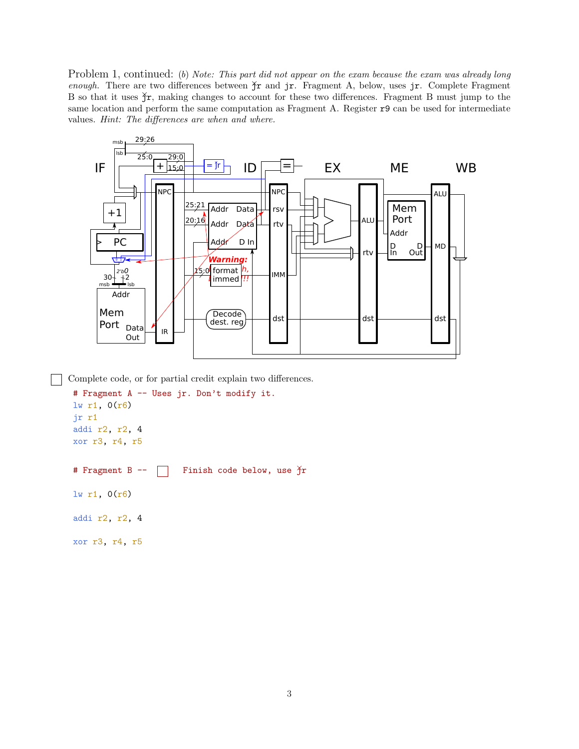Problem 1, continued: (*b*) *Note: This part did not appear on the exam because the exam was already long enough.* There are two differences between j̸r and jr. Fragment A, below, uses jr. Complete Fragment B so that it uses j̸r, making changes to account for these two differences. Fragment B must jump to the same location and perform the same computation as Fragment A. Register r9 can be used for intermediate values. *Hint: The differences are when and where.*

☐ Complete code, or for partial credit explain two differences.

```
# Fragment A -- Uses jr. Don't modify it.
lw r1, 0(r6)
jr r1
addi r2, r2, 4
xor r3, r4, r5
```

```
# Fragment B -- ☐ Finish code below, use j̸r

lw r1, 0(r6)

addi r2, r2, 4

xor r3, r4, r5
```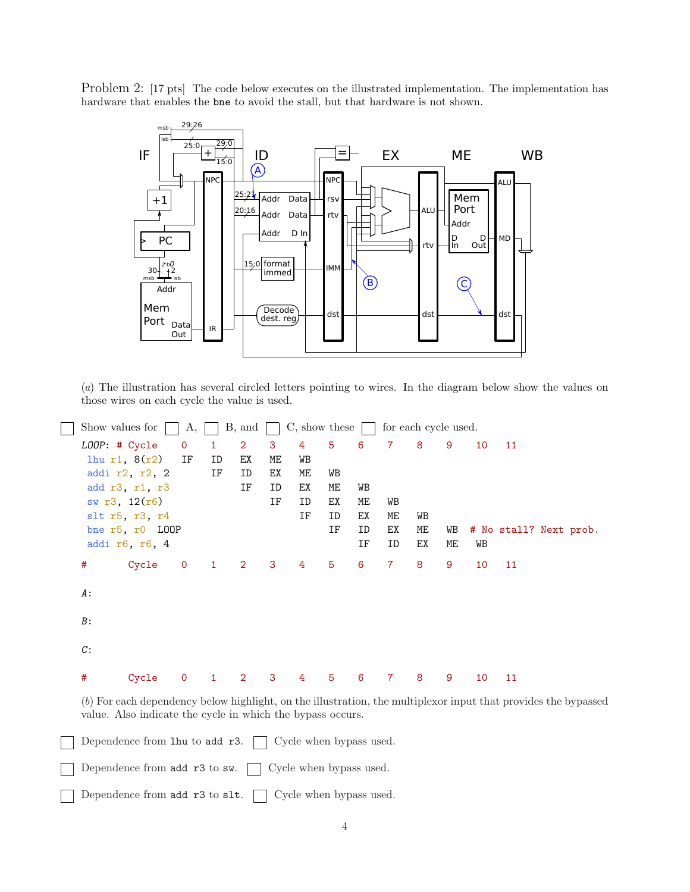Problem 2: [17 pts] The code below executes on the illustrated implementation. The implementation has hardware that enables the `bne` to avoid the stall, but that hardware is not shown.

(*a*) The illustration has several circled letters pointing to wires. In the diagram below show the values on those wires on each cycle the value is used.

☐ Show values for ☐ A, ☐ B, and ☐ C, show these ☐ for each cycle used.

```
LOOP: # Cycle      0    1    2    3    4    5    6    7    8    9    10   11
 lhu r1, 8(r2)     IF   ID   EX   ME   WB
 addi r2, r2, 2         IF   ID   EX   ME   WB
 add r3, r1, r3              IF   ID   EX   ME   WB
 sw r3, 12(r6)                    IF   ID   EX   ME   WB
 slt r5, r3, r4                        IF   ID   EX   ME   WB
 bne r5, r0  LOOP                           IF   ID   EX   ME   WB   # No stall? Next prob.
 addi r6, r6, 4                                  IF   ID   EX   ME   WB
#       Cycle      0    1    2    3    4    5    6    7    8    9    10   11

A:

B:

C:

#       Cycle      0    1    2    3    4    5    6    7    8    9    10   11
```

(*b*) For each dependency below highlight, on the illustration, the multiplexor input that provides the bypassed value. Also indicate the cycle in which the bypass occurs.

☐ Dependence from `lhu` to `add r3`. ☐ Cycle when bypass used.

☐ Dependence from `add r3` to `sw`. ☐ Cycle when bypass used.

☐ Dependence from `add r3` to `slt`. ☐ Cycle when bypass used.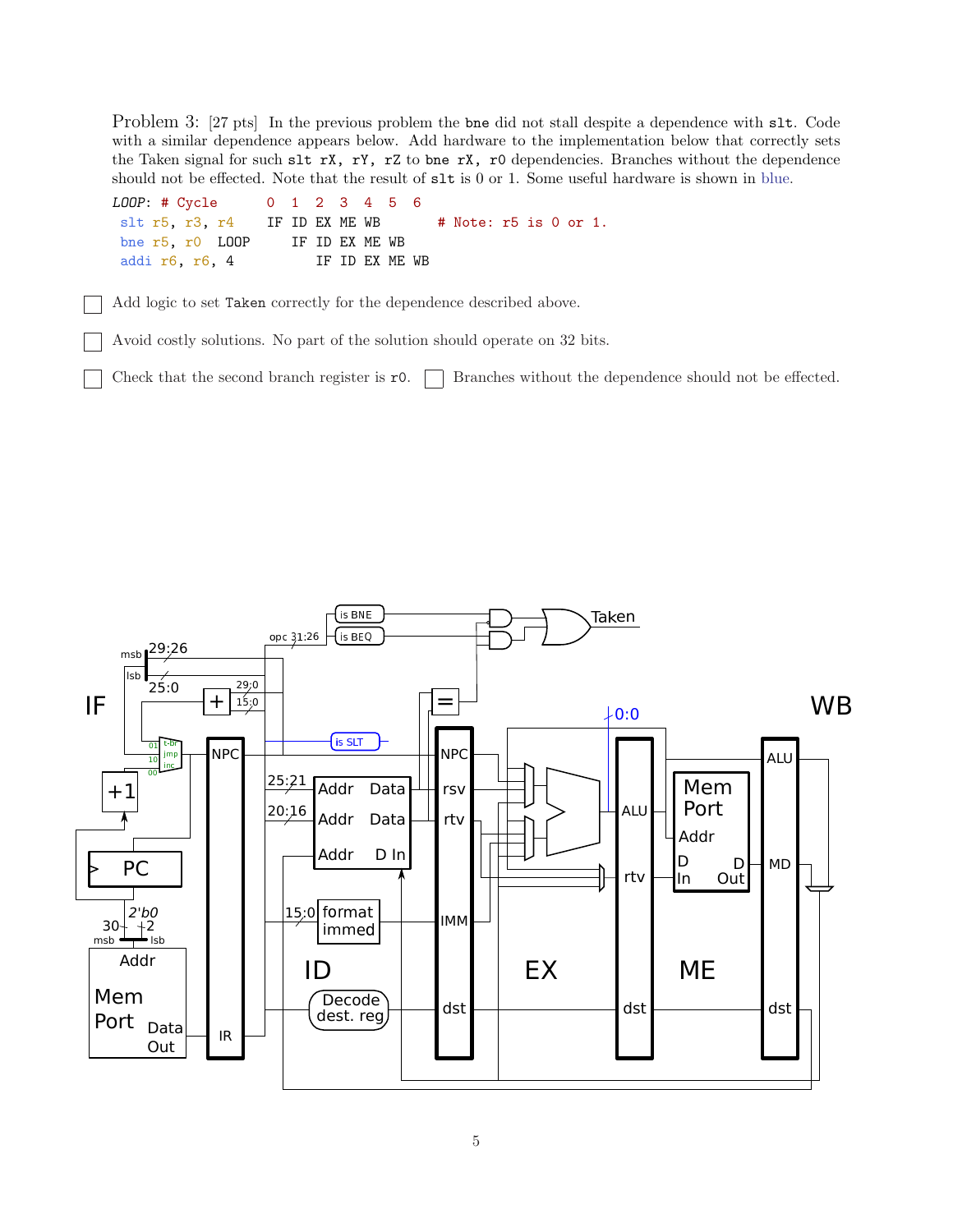Problem 3: [27 pts] In the previous problem the `bne` did not stall despite a dependence with `slt`. Code with a similar dependence appears below. Add hardware to the implementation below that correctly sets the Taken signal for such `slt rX, rY, rZ` to `bne rX, r0` dependencies. Branches without the dependence should not be effected. Note that the result of `slt` is 0 or 1. Some useful hardware is shown in blue.

```
LOOP: # Cycle       0  1  2  3  4  5  6
 slt r5, r3, r4     IF ID EX ME WB       # Note: r5 is 0 or 1.
 bne r5, r0  LOOP      IF ID EX ME WB
 addi r6, r6, 4           IF ID EX ME WB
```

☐ Add logic to set `Taken` correctly for the dependence described above.

☐ Avoid costly solutions. No part of the solution should operate on 32 bits.

☐ Check that the second branch register is `r0`. ☐ Branches without the dependence should not be effected.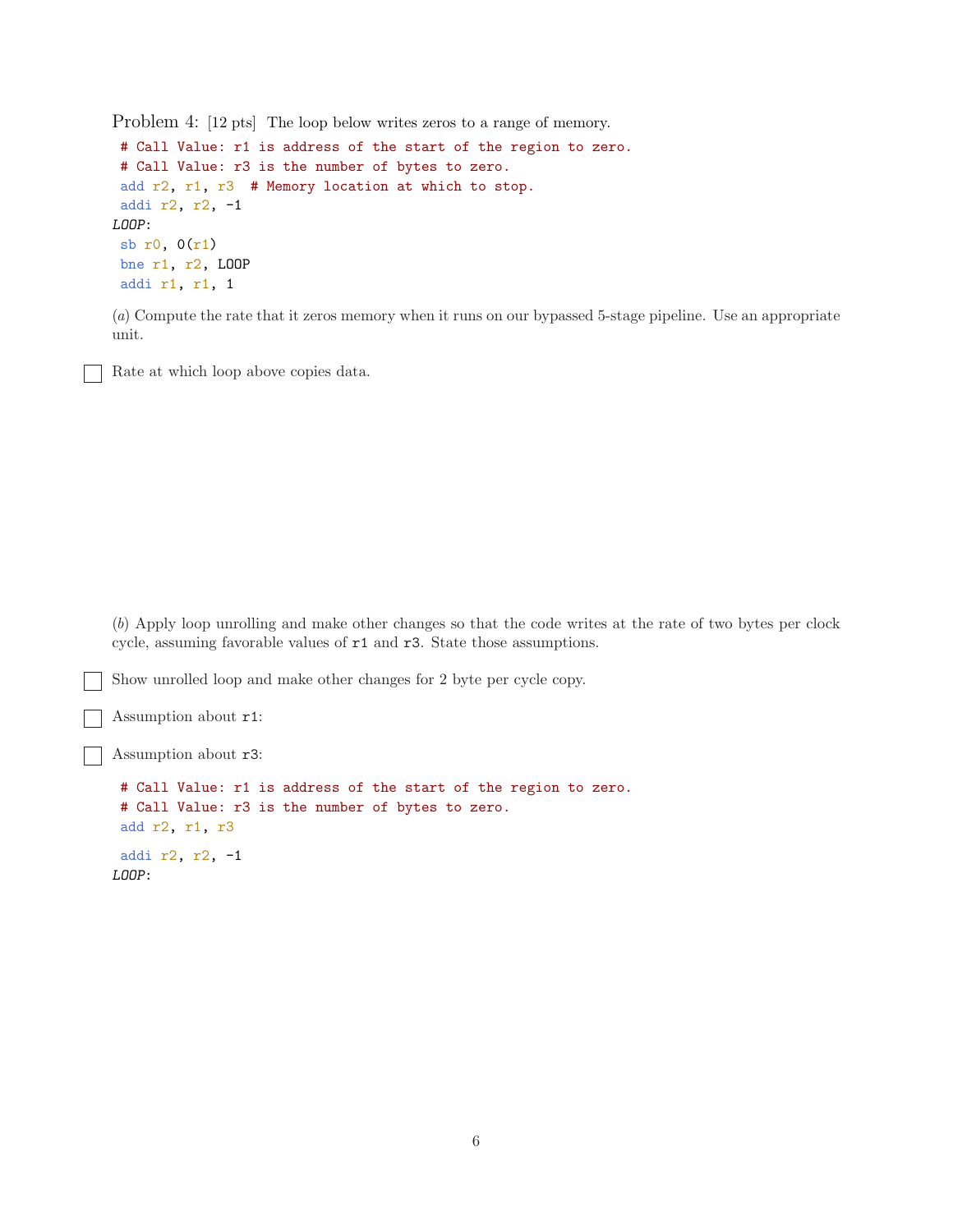Problem 4: [12 pts] The loop below writes zeros to a range of memory.

```
 # Call Value: r1 is address of the start of the region to zero.
 # Call Value: r3 is the number of bytes to zero.
 add r2, r1, r3  # Memory location at which to stop.
 addi r2, r2, -1
LOOP:
 sb r0, 0(r1)
 bne r1, r2, LOOP
 addi r1, r1, 1
```

(*a*) Compute the rate that it zeros memory when it runs on our bypassed 5-stage pipeline. Use an appropriate unit.

☐ Rate at which loop above copies data.

(*b*) Apply loop unrolling and make other changes so that the code writes at the rate of two bytes per clock cycle, assuming favorable values of `r1` and `r3`. State those assumptions.

☐ Show unrolled loop and make other changes for 2 byte per cycle copy.

☐ Assumption about `r1`:

☐ Assumption about `r3`:

```
 # Call Value: r1 is address of the start of the region to zero.
 # Call Value: r3 is the number of bytes to zero.
 add r2, r1, r3

 addi r2, r2, -1
LOOP:
```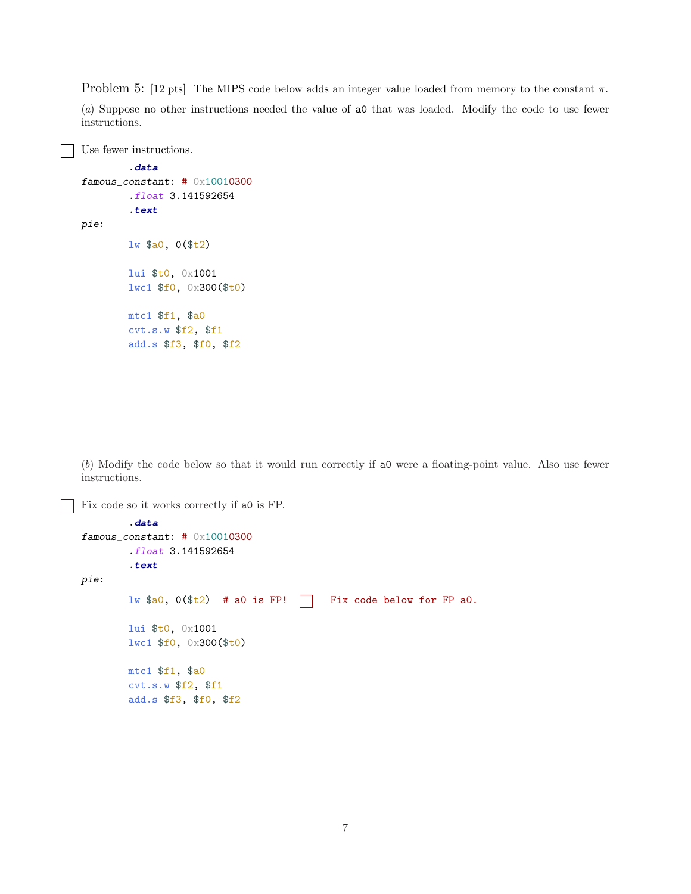Problem 5: [12 pts] The MIPS code below adds an integer value loaded from memory to the constant $\pi$.

(*a*) Suppose no other instructions needed the value of a0 that was loaded. Modify the code to use fewer instructions.

☐ Use fewer instructions.

```
        .data
famous_constant: # 0x10010300
        .float 3.141592654
        .text
pie:

        lw $a0, 0($t2)

        lui $t0, 0x1001
        lwc1 $f0, 0x300($t0)

        mtc1 $f1, $a0
        cvt.s.w $f2, $f1
        add.s $f3, $f0, $f2
```

(*b*) Modify the code below so that it would run correctly if a0 were a floating-point value. Also use fewer instructions.

☐ Fix code so it works correctly if a0 is FP.

```
        .data
famous_constant: # 0x10010300
        .float 3.141592654
        .text
pie:

        lw $a0, 0($t2)  # a0 is FP!  ☐  Fix code below for FP a0.

        lui $t0, 0x1001
        lwc1 $f0, 0x300($t0)

        mtc1 $f1, $a0
        cvt.s.w $f2, $f1
        add.s $f3, $f0, $f2
```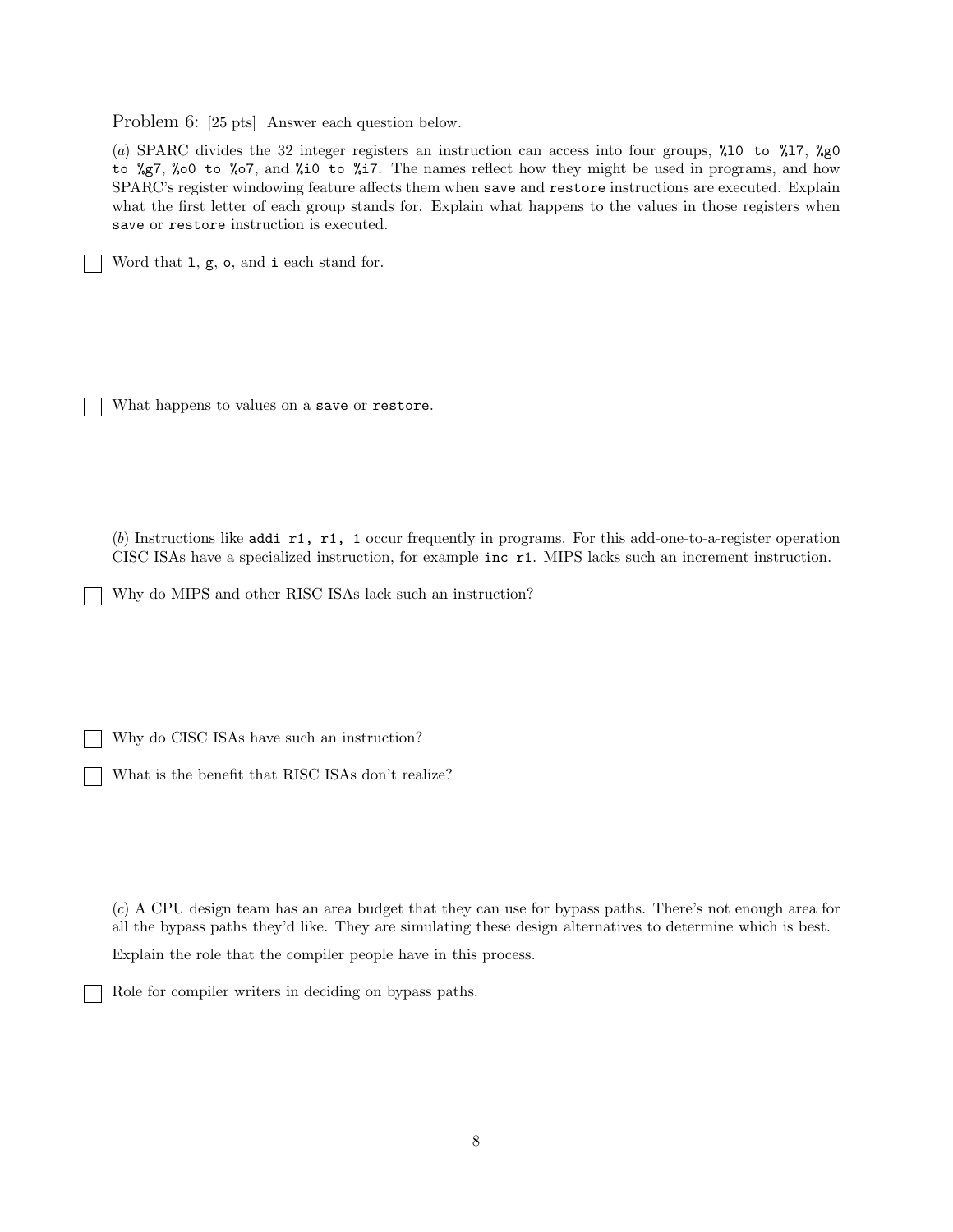Problem 6: [25 pts] Answer each question below.

(*a*) SPARC divides the 32 integer registers an instruction can access into four groups, `%l0 to %l7`, `%g0 to %g7`, `%o0 to %o7`, and `%i0 to %i7`. The names reflect how they might be used in programs, and how SPARC's register windowing feature affects them when `save` and `restore` instructions are executed. Explain what the first letter of each group stands for. Explain what happens to the values in those registers when `save` or `restore` instruction is executed.

☐ Word that `l`, `g`, `o`, and `i` each stand for.

☐ What happens to values on a `save` or `restore`.

(*b*) Instructions like `addi r1, r1, 1` occur frequently in programs. For this add-one-to-a-register operation CISC ISAs have a specialized instruction, for example `inc r1`. MIPS lacks such an increment instruction.

☐ Why do MIPS and other RISC ISAs lack such an instruction?

☐ Why do CISC ISAs have such an instruction?

☐ What is the benefit that RISC ISAs don't realize?

(*c*) A CPU design team has an area budget that they can use for bypass paths. There's not enough area for all the bypass paths they'd like. They are simulating these design alternatives to determine which is best.

Explain the role that the compiler people have in this process.

☐ Role for compiler writers in deciding on bypass paths.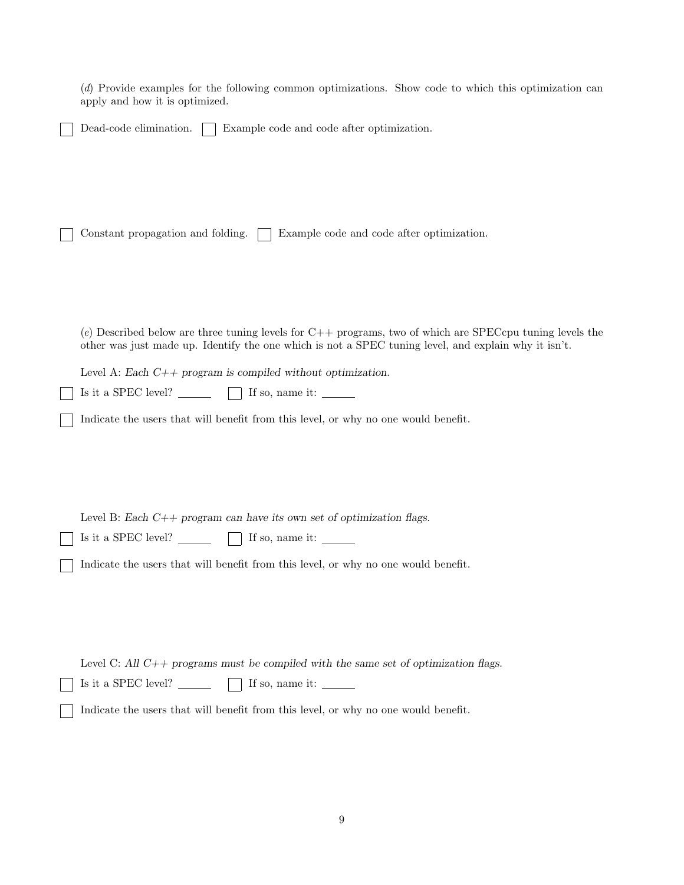(*d*) Provide examples for the following common optimizations. Show code to which this optimization can apply and how it is optimized.

☐ Dead-code elimination. ☐ Example code and code after optimization.

☐ Constant propagation and folding. ☐ Example code and code after optimization.

(*e*) Described below are three tuning levels for C++ programs, two of which are SPECcpu tuning levels the other was just made up. Identify the one which is not a SPEC tuning level, and explain why it isn't.

Level A: *Each C++ program is compiled without optimization.*

☐ Is it a SPEC level? ______ ☐ If so, name it: ______

☐ Indicate the users that will benefit from this level, or why no one would benefit.

Level B: *Each C++ program can have its own set of optimization flags.*

☐ Is it a SPEC level? ______ ☐ If so, name it: ______

☐ Indicate the users that will benefit from this level, or why no one would benefit.

Level C: *All C++ programs must be compiled with the same set of optimization flags.*

☐ Is it a SPEC level? ______ ☐ If so, name it: ______

☐ Indicate the users that will benefit from this level, or why no one would benefit.